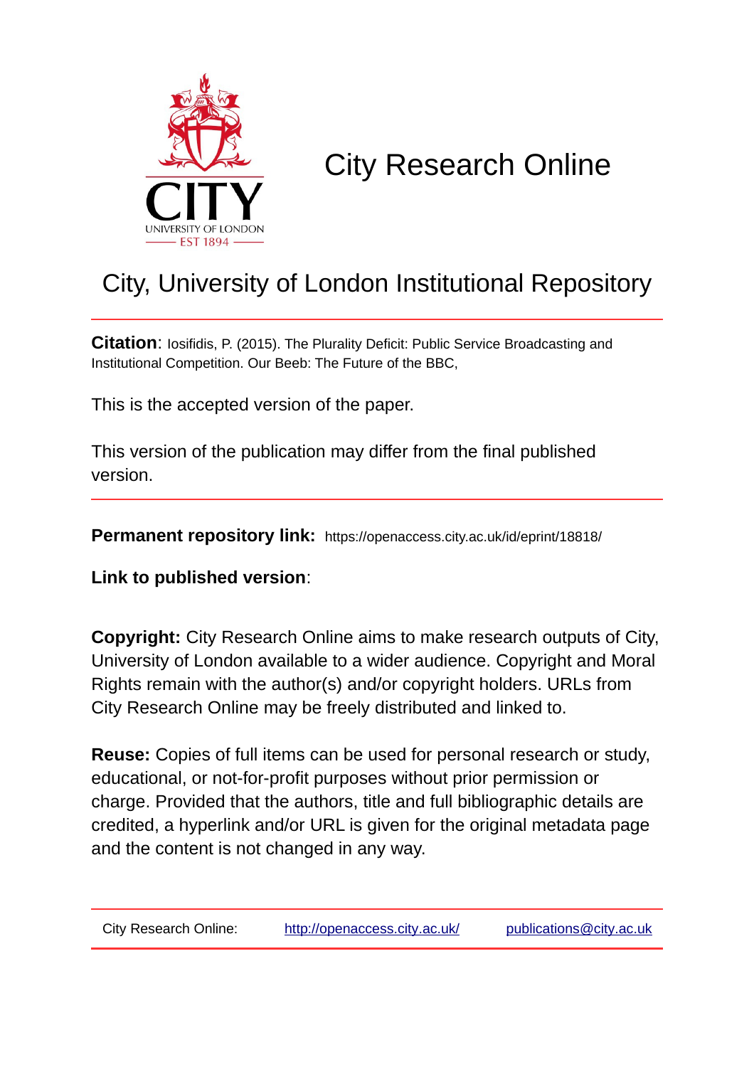CITY

UNIVERSITY OF LONDON

EST 1894

# City Research Online

## City, University of London Institutional Repository

**Citation**: Iosifidis, P. (2015). The Plurality Deficit: Public Service Broadcasting and Institutional Competition. Our Beeb: The Future of the BBC,

This is the accepted version of the paper.

This version of the publication may differ from the final published version.

**Permanent repository link:** https://openaccess.city.ac.uk/id/eprint/18818/

**Link to published version**:

**Copyright:** City Research Online aims to make research outputs of City, University of London available to a wider audience. Copyright and Moral Rights remain with the author(s) and/or copyright holders. URLs from City Research Online may be freely distributed and linked to.

**Reuse:** Copies of full items can be used for personal research or study, educational, or not-for-profit purposes without prior permission or charge. Provided that the authors, title and full bibliographic details are credited, a hyperlink and/or URL is given for the original metadata page and the content is not changed in any way.

City Research Online: http://openaccess.city.ac.uk/ publications@city.ac.uk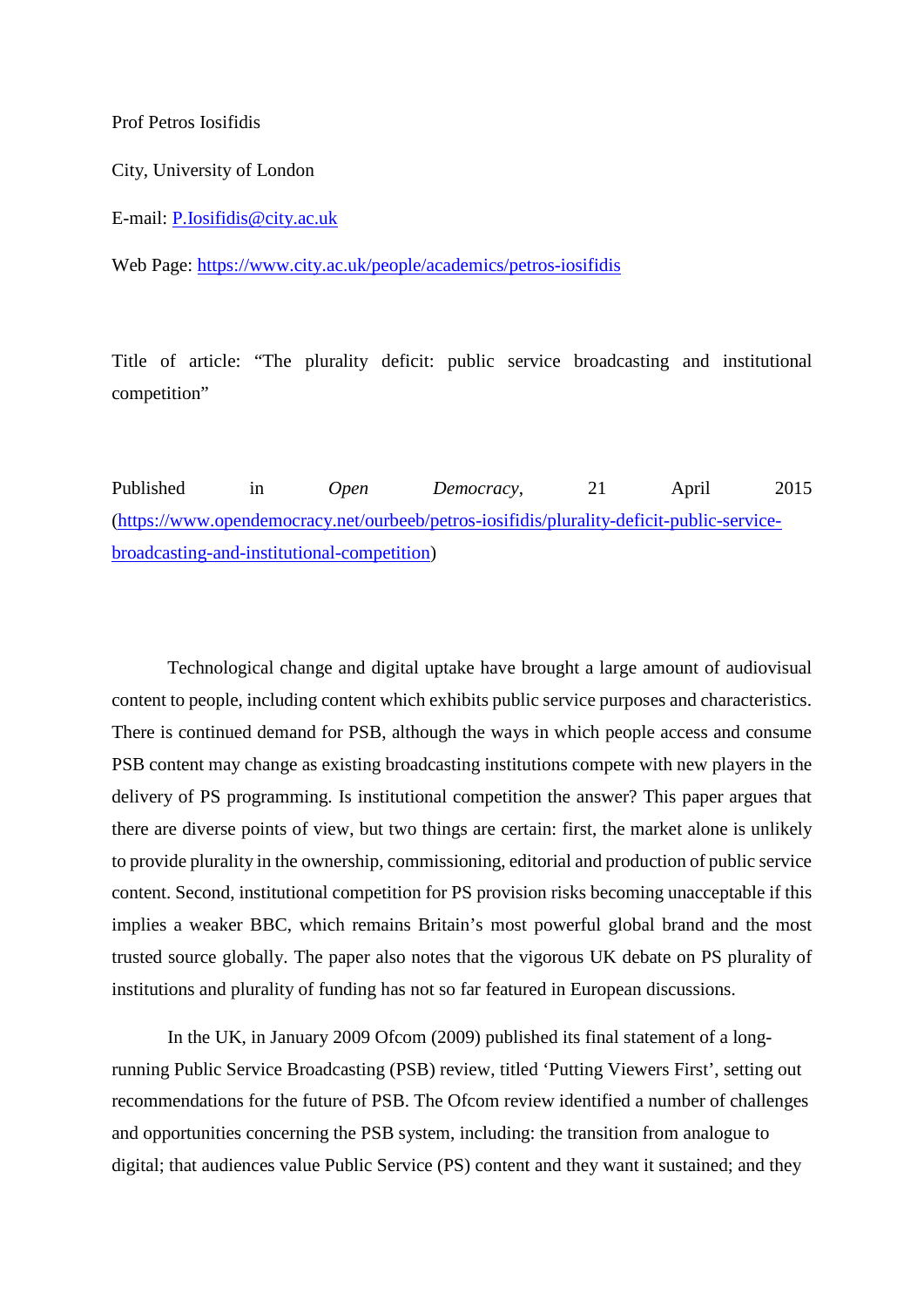Prof Petros Iosifidis

City, University of London

E-mail: [P.Iosifidis@city.ac.uk](mailto:P.Iosifidis@city.ac.uk)

Web Page: [https://www.city.ac.uk/people/academics/petros-iosifidis](https://www.city.ac.uk/people/academics/petros-iosifidis)

Title of article: "The plurality deficit: public service broadcasting and institutional competition"

Published in *Open Democracy*, 21 April 2015 ([https://www.opendemocracy.net/ourbeeb/petros-iosifidis/plurality-deficit-public-service-broadcasting-and-institutional-competition](https://www.opendemocracy.net/ourbeeb/petros-iosifidis/plurality-deficit-public-service-broadcasting-and-institutional-competition))

Technological change and digital uptake have brought a large amount of audiovisual content to people, including content which exhibits public service purposes and characteristics. There is continued demand for PSB, although the ways in which people access and consume PSB content may change as existing broadcasting institutions compete with new players in the delivery of PS programming. Is institutional competition the answer? This paper argues that there are diverse points of view, but two things are certain: first, the market alone is unlikely to provide plurality in the ownership, commissioning, editorial and production of public service content. Second, institutional competition for PS provision risks becoming unacceptable if this implies a weaker BBC, which remains Britain's most powerful global brand and the most trusted source globally. The paper also notes that the vigorous UK debate on PS plurality of institutions and plurality of funding has not so far featured in European discussions.

In the UK, in January 2009 Ofcom (2009) published its final statement of a long-running Public Service Broadcasting (PSB) review, titled 'Putting Viewers First', setting out recommendations for the future of PSB. The Ofcom review identified a number of challenges and opportunities concerning the PSB system, including: the transition from analogue to digital; that audiences value Public Service (PS) content and they want it sustained; and they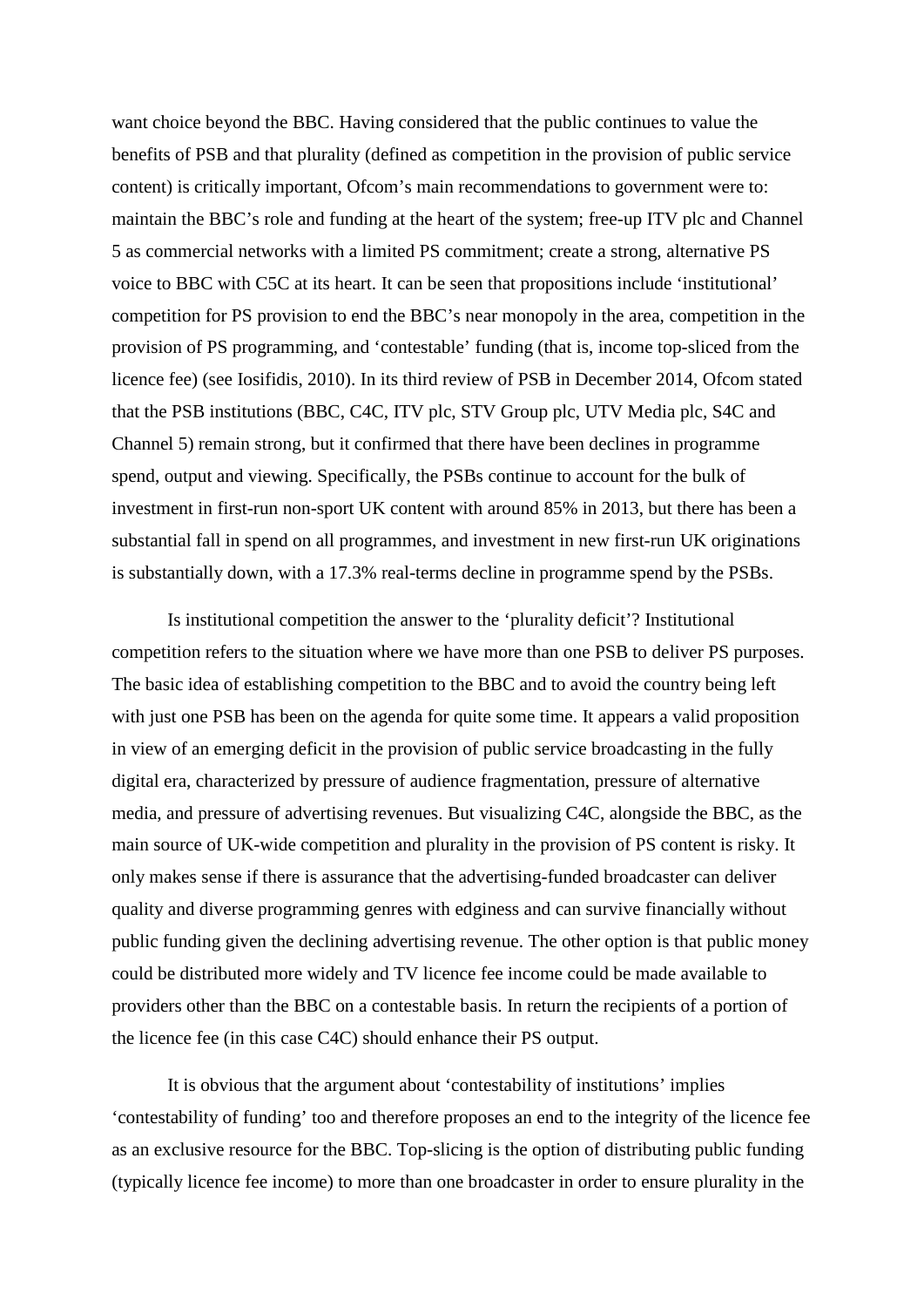want choice beyond the BBC. Having considered that the public continues to value the benefits of PSB and that plurality (defined as competition in the provision of public service content) is critically important, Ofcom's main recommendations to government were to: maintain the BBC's role and funding at the heart of the system; free-up ITV plc and Channel 5 as commercial networks with a limited PS commitment; create a strong, alternative PS voice to BBC with C5C at its heart. It can be seen that propositions include 'institutional' competition for PS provision to end the BBC's near monopoly in the area, competition in the provision of PS programming, and 'contestable' funding (that is, income top-sliced from the licence fee) (see Iosifidis, 2010). In its third review of PSB in December 2014, Ofcom stated that the PSB institutions (BBC, C4C, ITV plc, STV Group plc, UTV Media plc, S4C and Channel 5) remain strong, but it confirmed that there have been declines in programme spend, output and viewing. Specifically, the PSBs continue to account for the bulk of investment in first-run non-sport UK content with around 85% in 2013, but there has been a substantial fall in spend on all programmes, and investment in new first-run UK originations is substantially down, with a 17.3% real-terms decline in programme spend by the PSBs.

Is institutional competition the answer to the 'plurality deficit'? Institutional competition refers to the situation where we have more than one PSB to deliver PS purposes. The basic idea of establishing competition to the BBC and to avoid the country being left with just one PSB has been on the agenda for quite some time. It appears a valid proposition in view of an emerging deficit in the provision of public service broadcasting in the fully digital era, characterized by pressure of audience fragmentation, pressure of alternative media, and pressure of advertising revenues. But visualizing C4C, alongside the BBC, as the main source of UK-wide competition and plurality in the provision of PS content is risky. It only makes sense if there is assurance that the advertising-funded broadcaster can deliver quality and diverse programming genres with edginess and can survive financially without public funding given the declining advertising revenue. The other option is that public money could be distributed more widely and TV licence fee income could be made available to providers other than the BBC on a contestable basis. In return the recipients of a portion of the licence fee (in this case C4C) should enhance their PS output.

It is obvious that the argument about 'contestability of institutions' implies 'contestability of funding' too and therefore proposes an end to the integrity of the licence fee as an exclusive resource for the BBC. Top-slicing is the option of distributing public funding (typically licence fee income) to more than one broadcaster in order to ensure plurality in the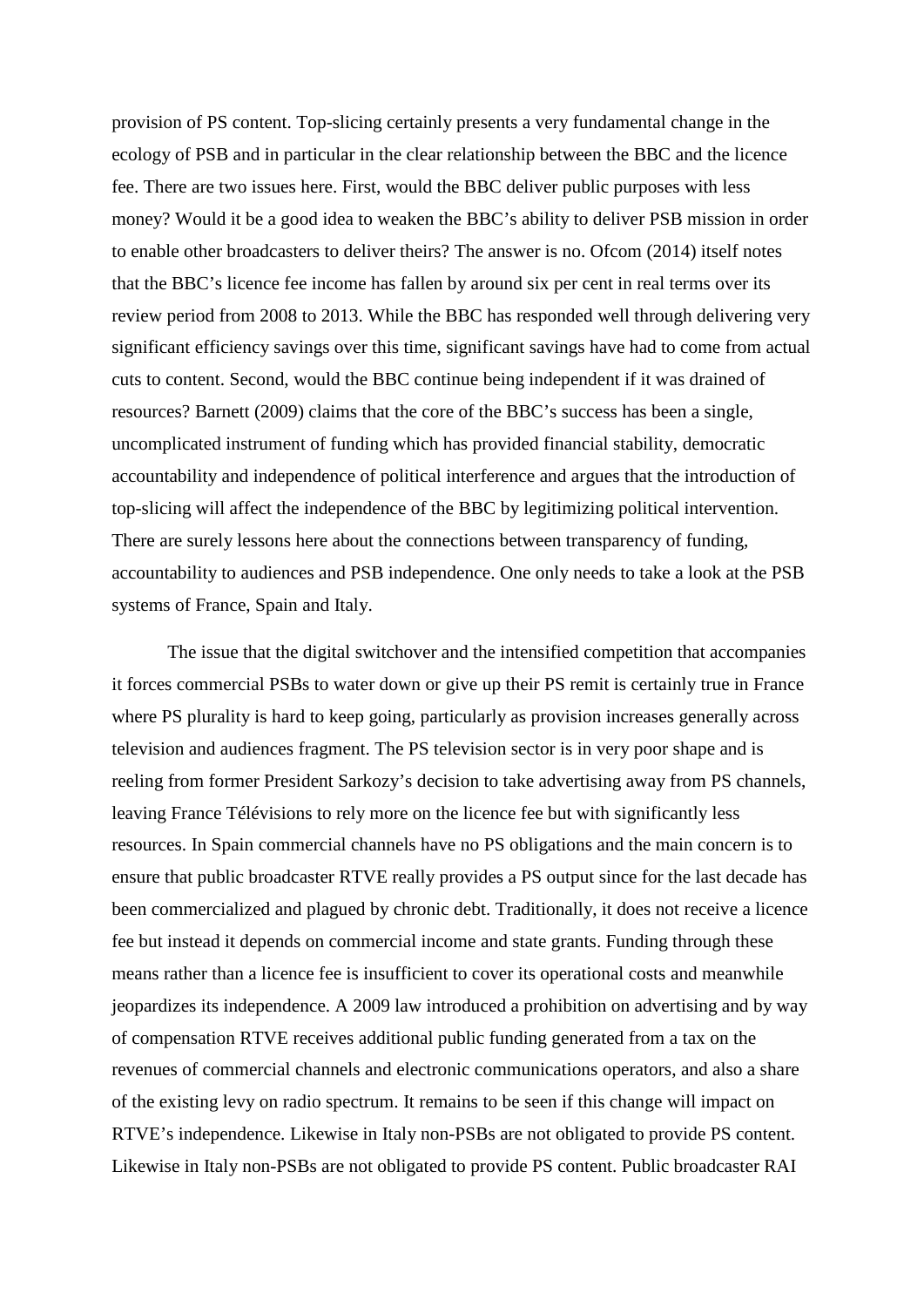provision of PS content. Top-slicing certainly presents a very fundamental change in the ecology of PSB and in particular in the clear relationship between the BBC and the licence fee. There are two issues here. First, would the BBC deliver public purposes with less money? Would it be a good idea to weaken the BBC's ability to deliver PSB mission in order to enable other broadcasters to deliver theirs? The answer is no. Ofcom (2014) itself notes that the BBC's licence fee income has fallen by around six per cent in real terms over its review period from 2008 to 2013. While the BBC has responded well through delivering very significant efficiency savings over this time, significant savings have had to come from actual cuts to content. Second, would the BBC continue being independent if it was drained of resources? Barnett (2009) claims that the core of the BBC's success has been a single, uncomplicated instrument of funding which has provided financial stability, democratic accountability and independence of political interference and argues that the introduction of top-slicing will affect the independence of the BBC by legitimizing political intervention. There are surely lessons here about the connections between transparency of funding, accountability to audiences and PSB independence. One only needs to take a look at the PSB systems of France, Spain and Italy.

The issue that the digital switchover and the intensified competition that accompanies it forces commercial PSBs to water down or give up their PS remit is certainly true in France where PS plurality is hard to keep going, particularly as provision increases generally across television and audiences fragment. The PS television sector is in very poor shape and is reeling from former President Sarkozy's decision to take advertising away from PS channels, leaving France Télévisions to rely more on the licence fee but with significantly less resources. In Spain commercial channels have no PS obligations and the main concern is to ensure that public broadcaster RTVE really provides a PS output since for the last decade has been commercialized and plagued by chronic debt. Traditionally, it does not receive a licence fee but instead it depends on commercial income and state grants. Funding through these means rather than a licence fee is insufficient to cover its operational costs and meanwhile jeopardizes its independence. A 2009 law introduced a prohibition on advertising and by way of compensation RTVE receives additional public funding generated from a tax on the revenues of commercial channels and electronic communications operators, and also a share of the existing levy on radio spectrum. It remains to be seen if this change will impact on RTVE's independence. Likewise in Italy non-PSBs are not obligated to provide PS content. Likewise in Italy non-PSBs are not obligated to provide PS content. Public broadcaster RAI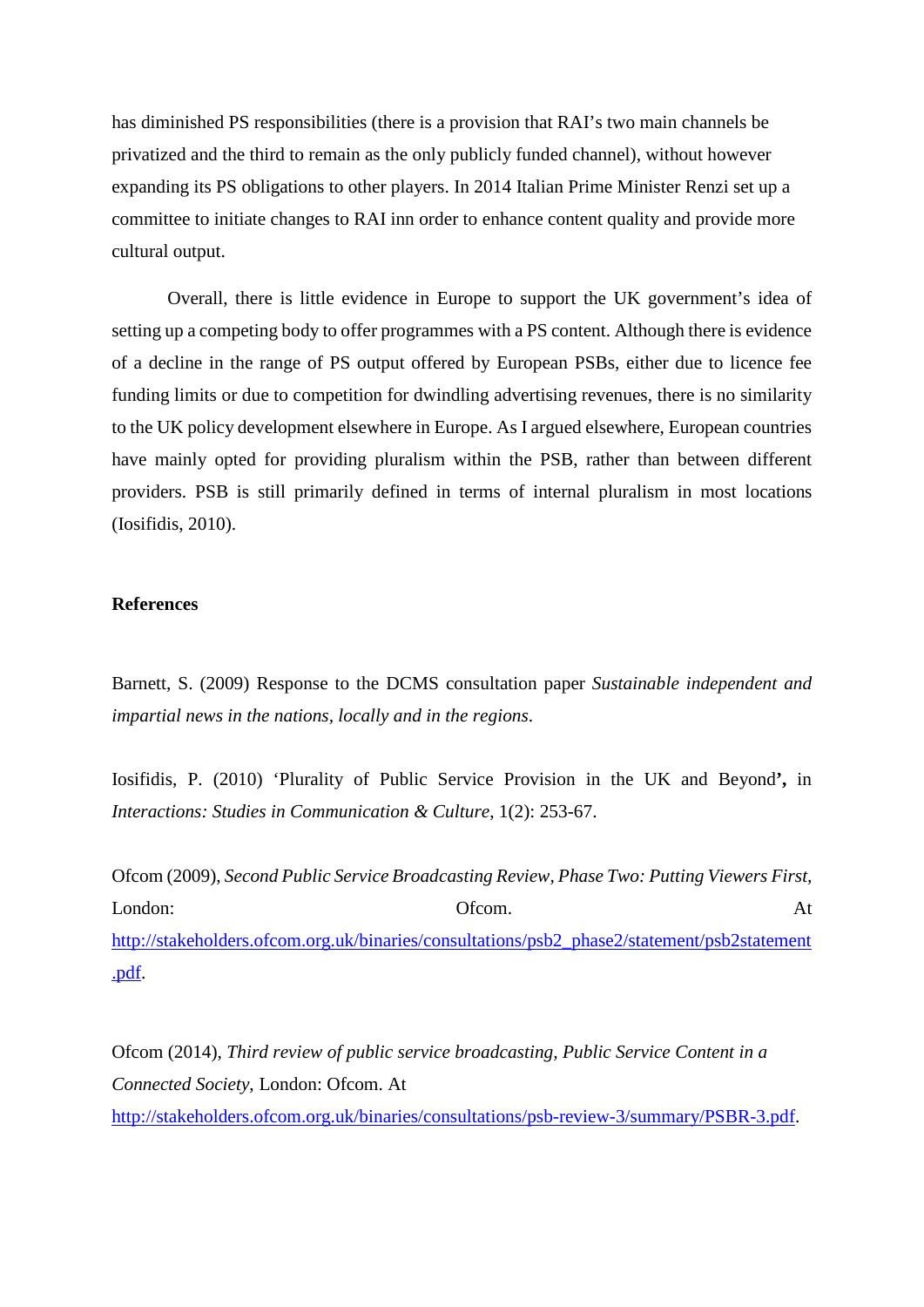has diminished PS responsibilities (there is a provision that RAI's two main channels be privatized and the third to remain as the only publicly funded channel), without however expanding its PS obligations to other players. In 2014 Italian Prime Minister Renzi set up a committee to initiate changes to RAI inn order to enhance content quality and provide more cultural output.

Overall, there is little evidence in Europe to support the UK government's idea of setting up a competing body to offer programmes with a PS content. Although there is evidence of a decline in the range of PS output offered by European PSBs, either due to licence fee funding limits or due to competition for dwindling advertising revenues, there is no similarity to the UK policy development elsewhere in Europe. As I argued elsewhere, European countries have mainly opted for providing pluralism within the PSB, rather than between different providers. PSB is still primarily defined in terms of internal pluralism in most locations (Iosifidis, 2010).

**References**

Barnett, S. (2009) Response to the DCMS consultation paper *Sustainable independent and impartial news in the nations, locally and in the regions*.

Iosifidis, P. (2010) 'Plurality of Public Service Provision in the UK and Beyond**',** in *Interactions: Studies in Communication & Culture*, 1(2): 253-67.

Ofcom (2009), *Second Public Service Broadcasting Review, Phase Two: Putting Viewers First,* London: Ofcom. At http://stakeholders.ofcom.org.uk/binaries/consultations/psb2_phase2/statement/psb2statement.pdf.

Ofcom (2014), *Third review of public service broadcasting, Public Service Content in a Connected Society*, London: Ofcom. At http://stakeholders.ofcom.org.uk/binaries/consultations/psb-review-3/summary/PSBR-3.pdf.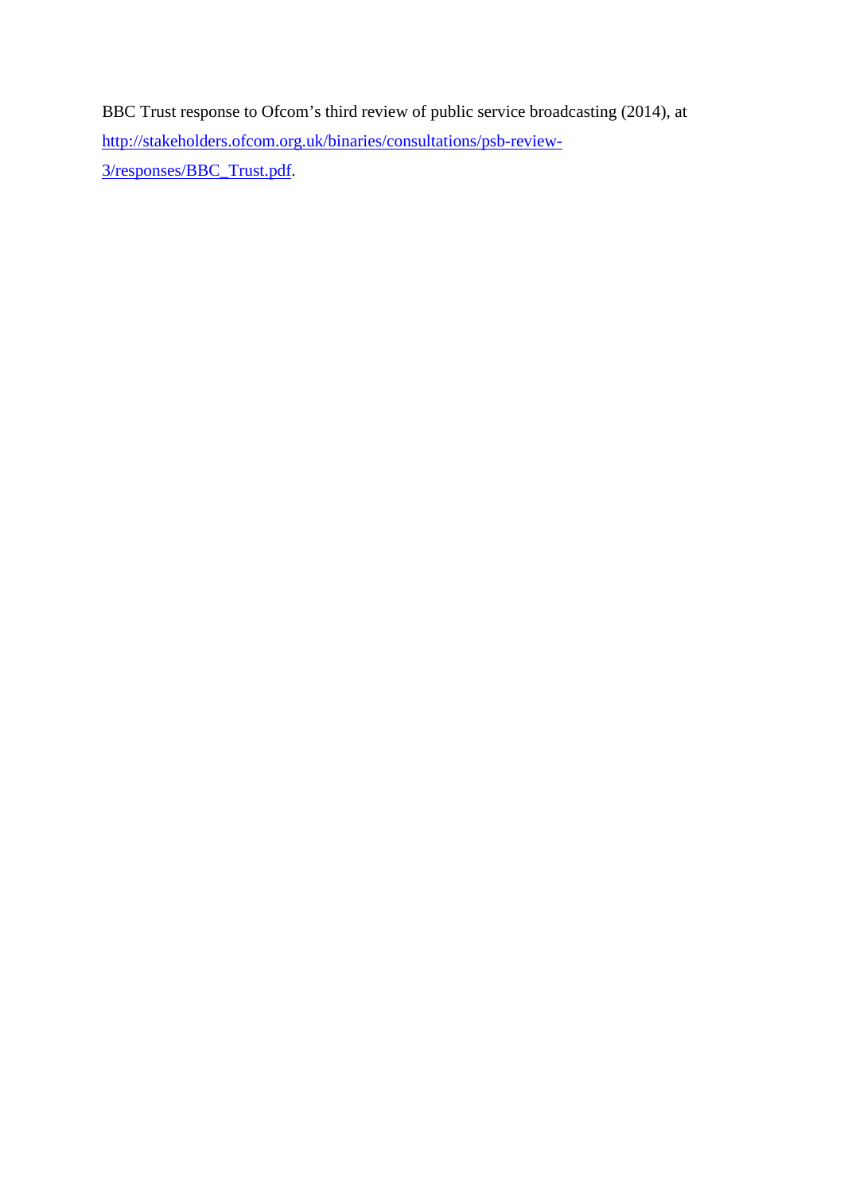BBC Trust response to Ofcom's third review of public service broadcasting (2014), at [http://stakeholders.ofcom.org.uk/binaries/consultations/psb-review-3/responses/BBC_Trust.pdf](http://stakeholders.ofcom.org.uk/binaries/consultations/psb-review-3/responses/BBC_Trust.pdf).